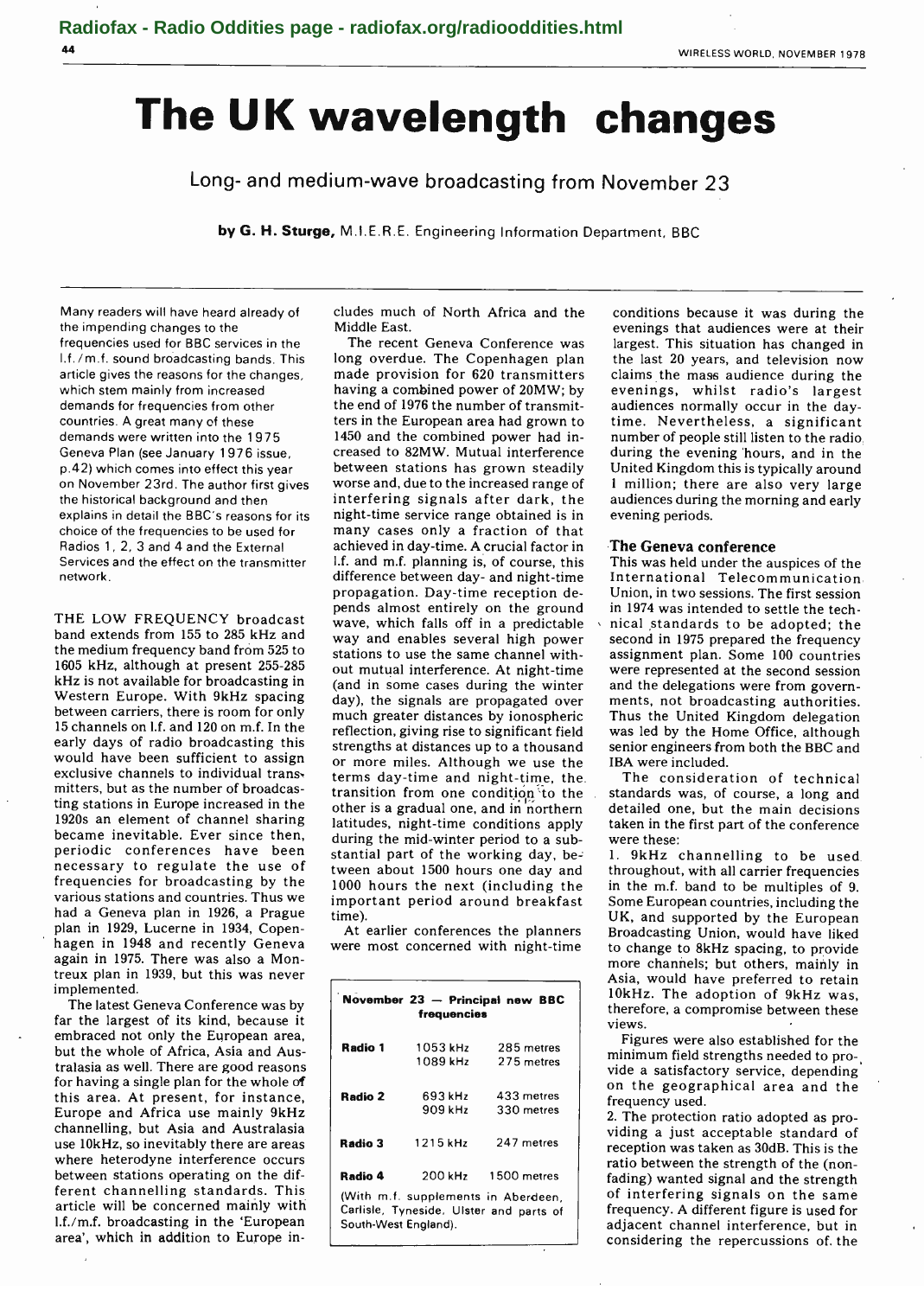# The UK wavelength changes

## Long- and medium-wave broadcasting from November 23

**by G. H. Sturge,** M.I.E.R.E. Engineering Information Department, BBC

Many readers will have heard already of the impending changes to the frequencies used for BBC services in the l.f./m.f. sound broadcasting bands. This article gives the reasons for the changes, which stem mainly from increased demands for frequencies from other countries. A great many of these demands were written into the 1975 Geneva Plan (see January 1976 issue, p.42) which comes into effect this year on November 23rd. The author first gives the historical background and then explains in detail the BBC's reasons for its choice of the frequencies to be used for Radios 1, 2, 3 and 4 and the External Services and the effect on the transmitter network.

THE LOW FREQUENCY broadcast band extends from 155 to 285 kHz and the medium frequency band from 525 to 1605 kHz, although at present 255-285 kHz is not available for broadcasting in Western Europe. With 9kHz spacing between carriers, there is room for only 15 channels on l.f. and 120 on m.f. In the early days of radio broadcasting this would have been sufficient to assign exclusive channels to individual transmitters, but as the number of broadcasting stations in Europe increased in the 1920s an element of channel sharing became inevitable. Ever since then, periodic conferences have been necessary to regulate the use of frequencies for broadcasting by the various stations and countries. Thus we had a Geneva plan in 1926, a Prague plan in 1929, Lucerne in 1934, Copenhagen in 1948 and recently Geneva again in 1975. There was also a Montreux plan in 1939, but this was never implemented.

The latest Geneva Conference was by far the largest of its kind, because it embraced not only the European area, but the whole of Africa, Asia and Australasia as well. There are good reasons for having a single plan for the whole of this area. At present, for instance, Europe and Africa use mainly 9kHz channelling, but Asia and Australasia use 10kHz, so inevitably there are areas where heterodyne interference occurs between stations operating on the different channelling standards. This article will be concerned mainly with l.f./m.f. broadcasting in the 'European area', which in addition to Europe includes much of North Africa and the Middle East.

The recent Geneva Conference was long overdue. The Copenhagen plan made provision for 620 transmitters having a combined power of 20MW; by the end of 1976 the number of transmitters in the European area had grown to 1450 and the combined power had increased to 82MW. Mutual interference between stations has grown steadily worse and, due to the increased range of interfering signals after dark, the night-time service range obtained is in many cases only a fraction of that achieved in day-time. A crucial factor in l.f. and m.f. planning is, of course, this difference between day- and night-time propagation. Day-time reception depends almost entirely on the ground wave, which falls off in a predictable way and enables several high power stations to use the same channel without mutual interference. At night-time (and in some cases during the winter day), the signals are propagated over much greater distances by ionospheric reflection, giving rise to significant field strengths at distances up to a thousand or more miles. Although we use the terms day-time and night-time, the transition from one condition to the other is a gradual one, and in northern latitudes, night-time conditions apply during the mid-winter period to a substantial part of the working day, between about 1500 hours one day and 1000 hours the next (including the important period around breakfast time).

At earlier conferences the planners were most concerned with night-time conditions because it was during the evenings that audiences were at their largest. This situation has changed in the last 20 years, and television now claims the mass audience during the evenings, whilst radio's largest audiences normally occur in the daytime. Nevertheless, a significant number of people still listen to the radio during the evening hours, and in the United Kingdom this is typically around 1 million; there are also very large audiences during the morning and early evening periods.

**November 23 — Principal new BBC frequencies**

| | | |
|---|---|---|
| **Radio 1** | 1053 kHz<br>1089 kHz | 285 metres<br>275 metres |
| **Radio 2** | 693 kHz<br>909 kHz | 433 metres<br>330 metres |
| **Radio 3** | 1215 kHz | 247 metres |
| **Radio 4** | 200 kHz | 1500 metres |

(With m.f. supplements in Aberdeen, Carlisle, Tyneside, Ulster and parts of South-West England).

### The Geneva conference

This was held under the auspices of the International Telecommunication Union, in two sessions. The first session in 1974 was intended to settle the technical standards to be adopted; the second in 1975 prepared the frequency assignment plan. Some 100 countries were represented at the second session and the delegations were from governments, not broadcasting authorities. Thus the United Kingdom delegation was led by the Home Office, although senior engineers from both the BBC and IBA were included.

The consideration of technical standards was, of course, a long and detailed one, but the main decisions taken in the first part of the conference were these:

1. 9kHz channelling to be used throughout, with all carrier frequencies in the m.f. band to be multiples of 9. Some European countries, including the UK, and supported by the European Broadcasting Union, would have liked to change to 8kHz spacing, to provide more channels; but others, mainly in Asia, would have preferred to retain 10kHz. The adoption of 9kHz was, therefore, a compromise between these views.

Figures were also established for the minimum field strengths needed to provide a satisfactory service, depending on the geographical area and the frequency used.

2. The protection ratio adopted as providing a just acceptable standard of reception was taken as 30dB. This is the ratio between the strength of the (non-fading) wanted signal and the strength of interfering signals on the same frequency. A different figure is used for adjacent channel interference, but in considering the repercussions of the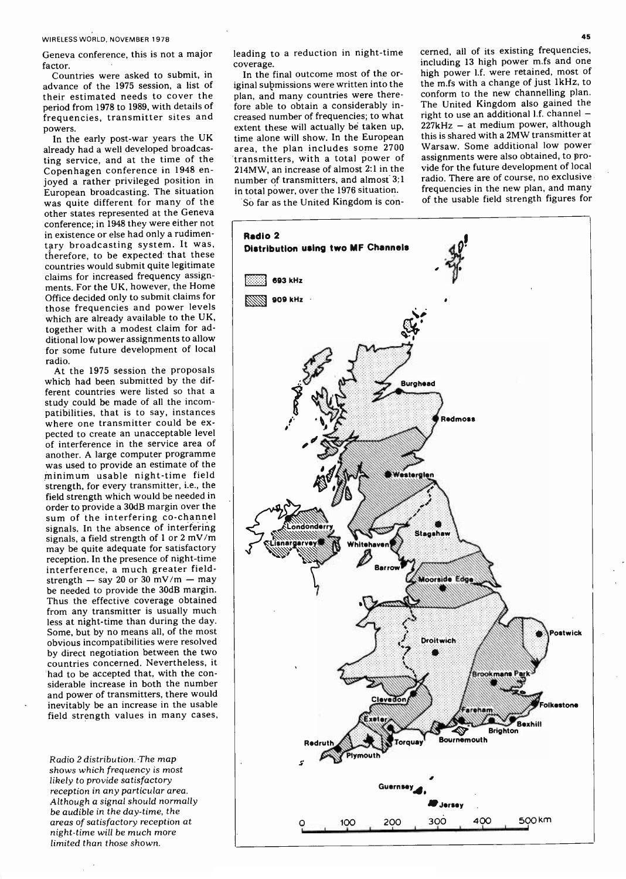Geneva conference, this is not a major factor.

Countries were asked to submit, in advance of the 1975 session, a list of their estimated needs to cover the period from 1978 to 1989, with details of frequencies, transmitter sites and powers.

In the early post-war years the UK already had a well developed broadcasting service, and at the time of the Copenhagen conference in 1948 enjoyed a rather privileged position in European broadcasting. The situation was quite different for many of the other states represented at the Geneva conference; in 1948 they were either not in existence or else had only a rudimentary broadcasting system. It was, therefore, to be expected that these countries would submit quite legitimate claims for increased frequency assignments. For the UK, however, the Home Office decided only to submit claims for those frequencies and power levels which are already available to the UK, together with a modest claim for additional low power assignments to allow for some future development of local radio.

At the 1975 session the proposals which had been submitted by the different countries were listed so that a study could be made of all the incompatibilities, that is to say, instances where one transmitter could be expected to create an unacceptable level of interference in the service area of another. A large computer programme was used to provide an estimate of the minimum usable night-time field strength, for every transmitter, i.e., the field strength which would be needed in order to provide a 30dB margin over the sum of the interfering co-channel signals. In the absence of interfering signals, a field strength of 1 or 2 mV/m may be quite adequate for satisfactory reception. In the presence of night-time interference, a much greater field-strength — say 20 or 30 mV/m — may be needed to provide the 30dB margin. Thus the effective coverage obtained from any transmitter is usually much less at night-time than during the day. Some, but by no means all, of the most obvious incompatibilities were resolved by direct negotiation between the two countries concerned. Nevertheless, it had to be accepted that, with the considerable increase in both the number and power of transmitters, there would inevitably be an increase in the usable field strength values in many cases, leading to a reduction in night-time coverage.

In the final outcome most of the original submissions were written into the plan, and many countries were therefore able to obtain a considerably increased number of frequencies; to what extent these will actually be taken up, time alone will show. In the European area, the plan includes some 2700 transmitters, with a total power of 214MW, an increase of almost 2:1 in the number of transmitters, and almost 3:1 in total power, over the 1976 situation.

So far as the United Kingdom is concerned, all of its existing frequencies, including 13 high power m.fs and one high power l.f. were retained, most of the m.fs with a change of just 1kHz, to conform to the new channelling plan. The United Kingdom also gained the right to use an additional l.f. channel — 227kHz — at medium power, although this is shared with a 2MW transmitter at Warsaw. Some additional low power assignments were also obtained, to provide for the future development of local radio. There are of course, no exclusive frequencies in the new plan, and many of the usable field strength figures for

**Radio 2**
**Distribution using two MF Channels**

693 kHz
909 kHz

Burghead, Redmoss, Westerglen, Londonderry, Lisnargarvey, Whitehaven, Stagshaw, Barrow, Moorside Edge, Postwick, Droitwich, Brookmans Park, Clevedon, Fareham, Folkestone, Exeter, Bexhill, Brighton, Redruth, Torquay, Bournemouth, Plymouth, Guernsey, Jersey

0 100 200 300 400 500 km

*Radio 2 distribution. The map shows which frequency is most likely to provide satisfactory reception in any particular area. Although a signal should normally be audible in the day-time, the areas of satisfactory reception at night-time will be much more limited than those shown.*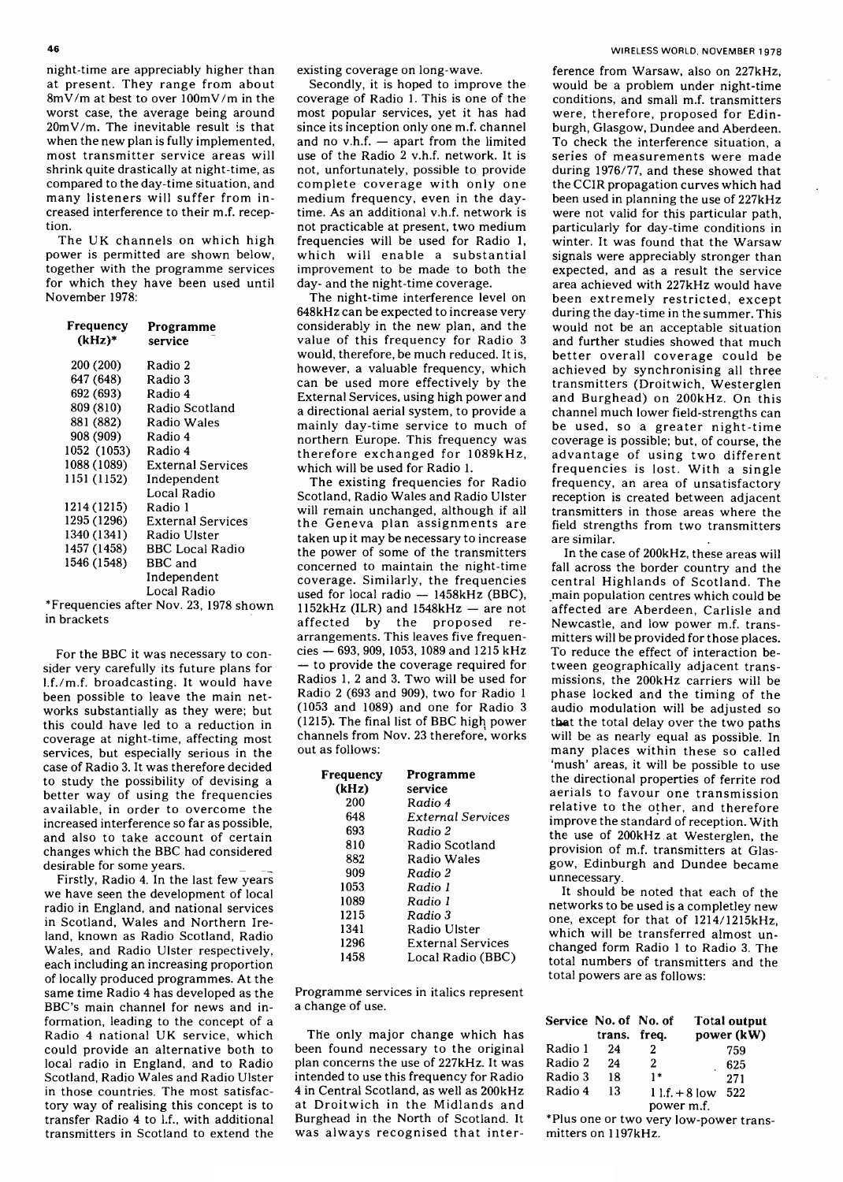night-time are appreciably higher than at present. They range from about 8mV/m at best to over 100mV/m in the worst case, the average being around 20mV/m. The inevitable result is that when the new plan is fully implemented, most transmitter service areas will shrink quite drastically at night-time, as compared to the day-time situation, and many listeners will suffer from increased interference to their m.f. reception.

The UK channels on which high power is permitted are shown below, together with the programme services for which they have been used until November 1978:

| Frequency (kHz)* | Programme service |
|---|---|
| 200 (200) | Radio 2 |
| 647 (648) | Radio 3 |
| 692 (693) | Radio 4 |
| 809 (810) | Radio Scotland |
| 881 (882) | Radio Wales |
| 908 (909) | Radio 4 |
| 1052 (1053) | Radio 4 |
| 1088 (1089) | External Services |
| 1151 (1152) | Independent Local Radio |
| 1214 (1215) | Radio 1 |
| 1295 (1296) | External Services |
| 1340 (1341) | Radio Ulster |
| 1457 (1458) | BBC Local Radio |
| 1546 (1548) | BBC and Independent Local Radio |

*Frequencies after Nov. 23, 1978 shown in brackets

For the BBC it was necessary to consider very carefully its future plans for l.f./m.f. broadcasting. It would have been possible to leave the main networks substantially as they were; but this could have led to a reduction in coverage at night-time, affecting most services, but especially serious in the case of Radio 3. It was therefore decided to study the possibility of devising a better way of using the frequencies available, in order to overcome the increased interference so far as possible, and also to take account of certain changes which the BBC had considered desirable for some years.

Firstly, Radio 4. In the last few years we have seen the development of local radio in England, and national services in Scotland, Wales and Northern Ireland, known as Radio Scotland, Radio Wales, and Radio Ulster respectively, each including an increasing proportion of locally produced programmes. At the same time Radio 4 has developed as the BBC's main channel for news and information, leading to the concept of a Radio 4 national UK service, which could provide an alternative both to local radio in England, and to Radio Scotland, Radio Wales and Radio Ulster in those countries. The most satisfactory way of realising this concept is to transfer Radio 4 to l.f., with additional transmitters in Scotland to extend the existing coverage on long-wave.

Secondly, it is hoped to improve the coverage of Radio 1. This is one of the most popular services, yet it has had since its inception only one m.f. channel and no v.h.f. — apart from the limited use of the Radio 2 v.h.f. network. It is not, unfortunately, possible to provide complete coverage with only one medium frequency, even in the day-time. As an additional v.h.f. network is not practicable at present, two medium frequencies will be used for Radio 1, which will enable a substantial improvement to be made to both the day- and the night-time coverage.

The night-time interference level on 648kHz can be expected to increase very considerably in the new plan, and the value of this frequency for Radio 3 would, therefore, be much reduced. It is, however, a valuable frequency, which can be used more effectively by the External Services, using high power and a directional aerial system, to provide a mainly day-time service to much of northern Europe. This frequency was therefore exchanged for 1089kHz, which will be used for Radio 1.

The existing frequencies for Radio Scotland, Radio Wales and Radio Ulster will remain unchanged, although if all the Geneva plan assignments are taken up it may be necessary to increase the power of some of the transmitters concerned to maintain the night-time coverage. Similarly, the frequencies used for local radio — 1458kHz (BBC), 1152kHz (ILR) and 1548kHz — are not affected by the proposed re-arrangements. This leaves five frequencies — 693, 909, 1053, 1089 and 1215 kHz — to provide the coverage required for Radios 1, 2 and 3. Two will be used for Radio 2 (693 and 909), two for Radio 1 (1053 and 1089) and one for Radio 3 (1215). The final list of BBC high power channels from Nov. 23 therefore, works out as follows:

| Frequency (kHz) | Programme service |
|---|---|
| 200 | *Radio 4* |
| 648 | *External Services* |
| 693 | *Radio 2* |
| 810 | Radio Scotland |
| 882 | Radio Wales |
| 909 | *Radio 2* |
| 1053 | *Radio 1* |
| 1089 | *Radio 1* |
| 1215 | *Radio 3* |
| 1341 | Radio Ulster |
| 1296 | External Services |
| 1458 | Local Radio (BBC) |

Programme services in italics represent a change of use.

The only major change which has been found necessary to the original plan concerns the use of 227kHz. It was intended to use this frequency for Radio 4 in Central Scotland, as well as 200kHz at Droitwich in the Midlands and Burghead in the North of Scotland. It was always recognised that interference from Warsaw, also on 227kHz, would be a problem under night-time conditions, and small m.f. transmitters were, therefore, proposed for Edinburgh, Glasgow, Dundee and Aberdeen. To check the interference situation, a series of measurements were made during 1976/77, and these showed that the CCIR propagation curves which had been used in planning the use of 227kHz were not valid for this particular path, particularly for day-time conditions in winter. It was found that the Warsaw signals were appreciably stronger than expected, and as a result the service area achieved with 227kHz would have been extremely restricted, except during the day-time in the summer. This would not be an acceptable situation and further studies showed that much better overall coverage could be achieved by synchronising all three transmitters (Droitwich, Westerglen and Burghead) on 200kHz. On this channel much lower field-strengths can be used, so a greater night-time coverage is possible; but, of course, the advantage of using two different frequencies is lost. With a single frequency, an area of unsatisfactory reception is created between adjacent transmitters in those areas where the field strengths from two transmitters are similar.

In the case of 200kHz, these areas will fall across the border country and the central Highlands of Scotland. The main population centres which could be affected are Aberdeen, Carlisle and Newcastle, and low power m.f. transmitters will be provided for those places. To reduce the effect of interaction between geographically adjacent transmissions, the 200kHz carriers will be phase locked and the timing of the audio modulation will be adjusted so that the total delay over the two paths will be as nearly equal as possible. In many places within these so called 'mush' areas, it will be possible to use the directional properties of ferrite rod aerials to favour one transmission relative to the other, and therefore improve the standard of reception. With the use of 200kHz at Westerglen, the provision of m.f. transmitters at Glasgow, Edinburgh and Dundee became unnecessary.

It should be noted that each of the networks to be used is a completley new one, except for that of 1214/1215kHz, which will be transferred almost unchanged form Radio 1 to Radio 3. The total numbers of transmitters and the total powers are as follows:

| Service | No. of trans. | No. of freq. | Total output power (kW) |
|---|---|---|---|
| Radio 1 | 24 | 2 | 759 |
| Radio 2 | 24 | 2 | 625 |
| Radio 3 | 18 | 1* | 271 |
| Radio 4 | 13 | 1 l.f. + 8 low power m.f. | 522 |

*Plus one or two very low-power transmitters on 1197kHz.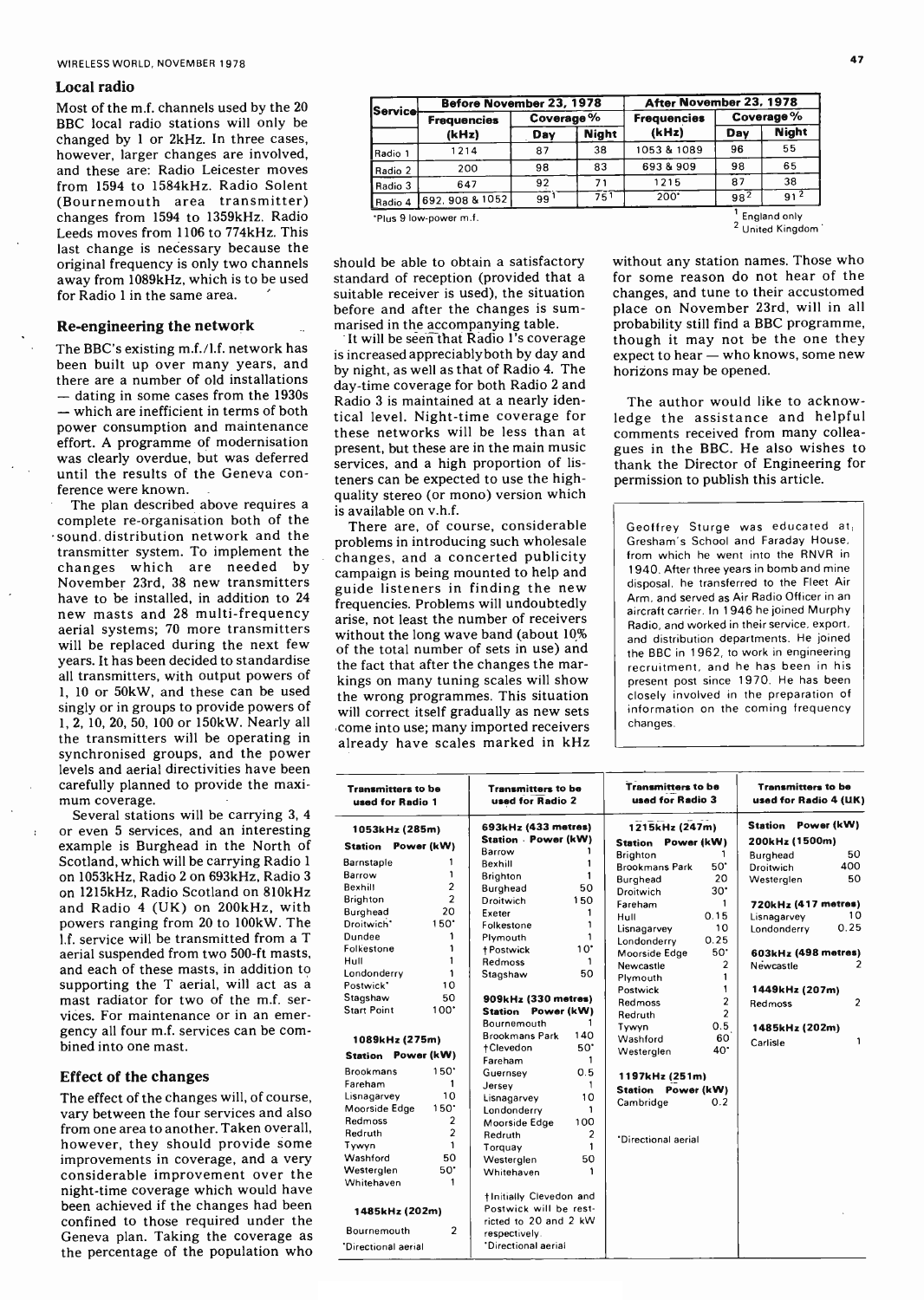## Local radio

Most of the m.f. channels used by the 20 BBC local radio stations will only be changed by 1 or 2kHz. In three cases, however, larger changes are involved, and these are: Radio Leicester moves from 1594 to 1584kHz. Radio Solent (Bournemouth area transmitter) changes from 1594 to 1359kHz. Radio Leeds moves from 1106 to 774kHz. This last change is necessary because the original frequency is only two channels away from 1089kHz, which is to be used for Radio 1 in the same area.

## Re-engineering the network

The BBC's existing m.f./l.f. network has been built up over many years, and there are a number of old installations — dating in some cases from the 1930s — which are inefficient in terms of both power consumption and maintenance effort. A programme of modernisation was clearly overdue, but was deferred until the results of the Geneva conference were known.

The plan described above requires a complete re-organisation both of the sound distribution network and the transmitter system. To implement the changes which are needed by November 23rd, 38 new transmitters have to be installed, in addition to 24 new masts and 28 multi-frequency aerial systems; 70 more transmitters will be replaced during the next few years. It has been decided to standardise all transmitters, with output powers of 1, 10 or 50kW, and these can be used singly or in groups to provide powers of 1, 2, 10, 20, 50, 100 or 150kW. Nearly all the transmitters will be operating in synchronised groups, and the power levels and aerial directivities have been carefully planned to provide the maximum coverage.

Several stations will be carrying 3, 4 or even 5 services, and an interesting example is Burghead in the North of Scotland, which will be carrying Radio 1 on 1053kHz, Radio 2 on 693kHz, Radio 3 on 1215kHz, Radio Scotland on 810kHz and Radio 4 (UK) on 200kHz, with powers ranging from 20 to 100kW. The l.f. service will be transmitted from a T aerial suspended from two 500-ft masts, and each of these masts, in addition to supporting the T aerial, will act as a mast radiator for two of the m.f. services. For maintenance or in an emergency all four m.f. services can be combined into one mast.

## Effect of the changes

The effect of the changes will, of course, vary between the four services and also from one area to another. Taken overall, however, they should provide some improvements in coverage, and a very considerable improvement over the night-time coverage which would have been achieved if the changes had been confined to those required under the Geneva plan. Taking the coverage as the percentage of the population who should be able to obtain a satisfactory standard of reception (provided that a suitable receiver is used), the situation before and after the changes is summarised in the accompanying table.

| Service | Before November 23, 1978 | | | After November 23, 1978 | | |
|---|---|---|---|---|---|---|
| | Frequencies (kHz) | Coverage % Day | Coverage % Night | Frequencies (kHz) | Coverage % Day | Coverage % Night |
| Radio 1 | 1214 | 87 | 38 | 1053 & 1089 | 96 | 55 |
| Radio 2 | 200 | 98 | 83 | 693 & 909 | 98 | 65 |
| Radio 3 | 647 | 92 | 71 | 1215 | 87 | 38 |
| Radio 4 | 692, 908 & 1052 | 99[1] | 75[1] | 200* | 98[2] | 91[2] |

*Plus 9 low-power m.f.

[1] England only
[2] United Kingdom

It will be seen that Radio 1's coverage is increased appreciably both by day and by night, as well as that of Radio 4. The day-time coverage for both Radio 2 and Radio 3 is maintained at a nearly identical level. Night-time coverage for these networks will be less than at present, but these are in the main music services, and a high proportion of listeners can be expected to use the high-quality stereo (or mono) version which is available on v.h.f.

There are, of course, considerable problems in introducing such wholesale changes, and a concerted publicity campaign is being mounted to help and guide listeners in finding the new frequencies. Problems will undoubtedly arise, not least the number of receivers without the long wave band (about 10% of the total number of sets in use) and the fact that after the changes the markings on many tuning scales will show the wrong programmes. This situation will correct itself gradually as new sets come into use; many imported receivers already have scales marked in kHz without any station names. Those who for some reason do not hear of the changes, and tune to their accustomed place on November 23rd, will in all probability still find a BBC programme, though it may not be the one they expect to hear — who knows, some new horizons may be opened.

The author would like to acknowledge the assistance and helpful comments received from many colleagues in the BBC. He also wishes to thank the Director of Engineering for permission to publish this article.

Geoffrey Sturge was educated at Gresham's School and Faraday House, from which he went into the RNVR in 1940. After three years in bomb and mine disposal, he transferred to the Fleet Air Arm, and served as Air Radio Officer in an aircraft carrier. In 1946 he joined Murphy Radio, and worked in their service, export, and distribution departments. He joined the BBC in 1962, to work in engineering recruitment, and he has been in his present post since 1970. He has been closely involved in the preparation of information on the coming frequency changes.

**Transmitters to be used for Radio 1**

| Station | Power (kW) |
|---|---|
| **1053kHz (285m)** | |
| Barnstaple | 1 |
| Barrow | 1 |
| Bexhill | 2 |
| Brighton | 2 |
| Burghead | 20 |
| Droitwich* | 150* |
| Dundee | 1 |
| Folkestone | 1 |
| Hull | 1 |
| Londonderry | 1 |
| Postwick* | 10 |
| Stagshaw | 50 |
| Start Point | 100* |
| **1089kHz (275m)** | |
| Brookmans | 150* |
| Fareham | 1 |
| Lisnagarvey | 10 |
| Moorside Edge | 150* |
| Redmoss | 2 |
| Redruth | 2 |
| Tywyn | 1 |
| Washford | 50 |
| Westerglen | 50* |
| Whitehaven | 1 |
| **1485kHz (202m)** | |
| Bournemouth | 2 |

*Directional aerial

**Transmitters to be used for Radio 2**

| Station | Power (kW) |
|---|---|
| **693kHz (433 metres)** | |
| Barrow | 1 |
| Bexhill | 1 |
| Brighton | 1 |
| Burghead | 50 |
| Droitwich | 150 |
| Exeter | 1 |
| Folkestone | 1 |
| Plymouth | 1 |
| †Postwick | 10* |
| Redmoss | 1 |
| Stagshaw | 50 |
| **909kHz (330 metres)** | |
| Bournemouth | 1 |
| Brookmans Park | 140 |
| †Clevedon | 50* |
| Fareham | 1 |
| Guernsey | 0.5 |
| Jersey | 1 |
| Lisnagarvey | 10 |
| Londonderry | 1 |
| Moorside Edge | 100 |
| Redruth | 2 |
| Torquay | 1 |
| Westerglen | 50 |
| Whitehaven | 1 |

†Initially Clevedon and Postwick will be restricted to 20 and 2 kW respectively.
*Directional aerial

**Transmitters to be used for Radio 3**

| Station | Power (kW) |
|---|---|
| **1215kHz (247m)** | |
| Brighton | 1 |
| Brookmans Park | 50* |
| Burghead | 20 |
| Droitwich | 30* |
| Fareham | 1 |
| Hull | 0.15 |
| Lisnagarvey | 10 |
| Londonderry | 0.25 |
| Moorside Edge | 50* |
| Newcastle | 2 |
| Plymouth | 1 |
| Postwick | 1 |
| Redmoss | 2 |
| Redruth | 2 |
| Tywyn | 0.5 |
| Washford | 60* |
| Westerglen | 40* |
| **1197kHz (251m)** | |
| Cambridge | 0.2 |

*Directional aerial

**Transmitters to be used for Radio 4 (UK)**

| Station | Power (kW) |
|---|---|
| **200kHz (1500m)** | |
| Burghead | 50 |
| Droitwich | 400 |
| Westerglen | 50 |
| **720kHz (417 metres)** | |
| Lisnagarvey | 10 |
| Londonderry | 0.25 |
| **603kHz (498 metres)** | |
| Newcastle | 2 |
| **1449kHz (207m)** | |
| Redmoss | 2 |
| **1485kHz (202m)** | |
| Carlisle | 1 |